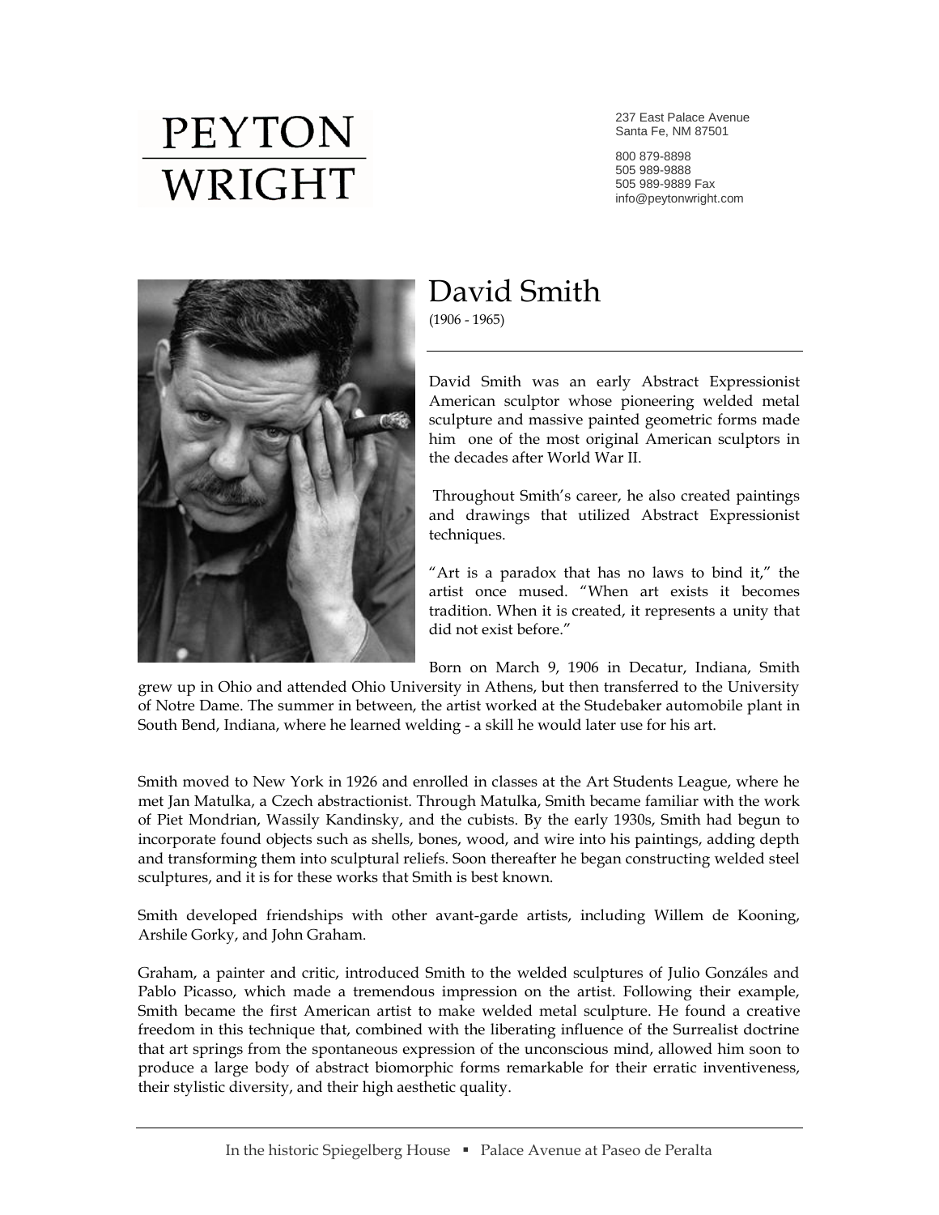# PEYTON WRIGHT

237 East Palace Avenue
Santa Fe, NM 87501

800 879-8898
505 989-9888
505 989-9889 Fax
info@peytonwright.com

## David Smith

(1906 - 1965)

David Smith was an early Abstract Expressionist American sculptor whose pioneering welded metal sculpture and massive painted geometric forms made him one of the most original American sculptors in the decades after World War II.

Throughout Smith's career, he also created paintings and drawings that utilized Abstract Expressionist techniques.

"Art is a paradox that has no laws to bind it," the artist once mused. "When art exists it becomes tradition. When it is created, it represents a unity that did not exist before."

Born on March 9, 1906 in Decatur, Indiana, Smith grew up in Ohio and attended Ohio University in Athens, but then transferred to the University of Notre Dame. The summer in between, the artist worked at the Studebaker automobile plant in South Bend, Indiana, where he learned welding - a skill he would later use for his art.

Smith moved to New York in 1926 and enrolled in classes at the Art Students League, where he met Jan Matulka, a Czech abstractionist. Through Matulka, Smith became familiar with the work of Piet Mondrian, Wassily Kandinsky, and the cubists. By the early 1930s, Smith had begun to incorporate found objects such as shells, bones, wood, and wire into his paintings, adding depth and transforming them into sculptural reliefs. Soon thereafter he began constructing welded steel sculptures, and it is for these works that Smith is best known.

Smith developed friendships with other avant-garde artists, including Willem de Kooning, Arshile Gorky, and John Graham.

Graham, a painter and critic, introduced Smith to the welded sculptures of Julio Gonzáles and Pablo Picasso, which made a tremendous impression on the artist. Following their example, Smith became the first American artist to make welded metal sculpture. He found a creative freedom in this technique that, combined with the liberating influence of the Surrealist doctrine that art springs from the spontaneous expression of the unconscious mind, allowed him soon to produce a large body of abstract biomorphic forms remarkable for their erratic inventiveness, their stylistic diversity, and their high aesthetic quality.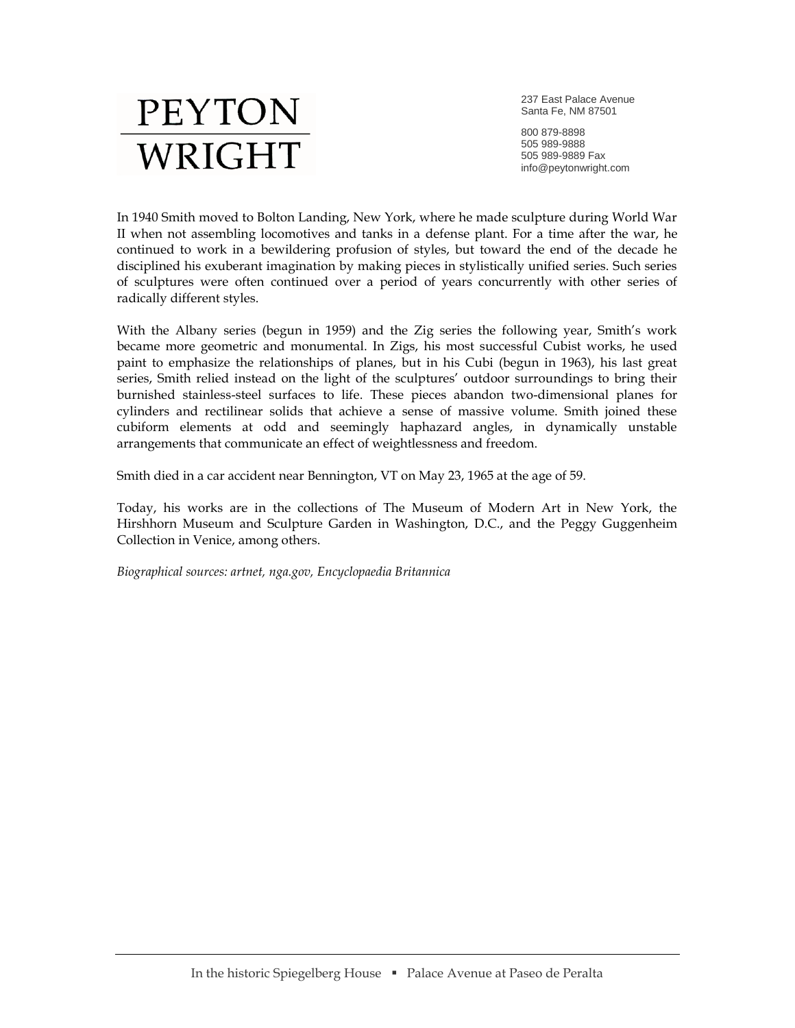# PEYTON WRIGHT

237 East Palace Avenue
Santa Fe, NM 87501

800 879-8898
505 989-9888
505 989-9889 Fax
info@peytonwright.com

In 1940 Smith moved to Bolton Landing, New York, where he made sculpture during World War II when not assembling locomotives and tanks in a defense plant. For a time after the war, he continued to work in a bewildering profusion of styles, but toward the end of the decade he disciplined his exuberant imagination by making pieces in stylistically unified series. Such series of sculptures were often continued over a period of years concurrently with other series of radically different styles.

With the Albany series (begun in 1959) and the Zig series the following year, Smith's work became more geometric and monumental. In Zigs, his most successful Cubist works, he used paint to emphasize the relationships of planes, but in his Cubi (begun in 1963), his last great series, Smith relied instead on the light of the sculptures' outdoor surroundings to bring their burnished stainless-steel surfaces to life. These pieces abandon two-dimensional planes for cylinders and rectilinear solids that achieve a sense of massive volume. Smith joined these cubiform elements at odd and seemingly haphazard angles, in dynamically unstable arrangements that communicate an effect of weightlessness and freedom.

Smith died in a car accident near Bennington, VT on May 23, 1965 at the age of 59.

Today, his works are in the collections of The Museum of Modern Art in New York, the Hirshhorn Museum and Sculpture Garden in Washington, D.C., and the Peggy Guggenheim Collection in Venice, among others.

*Biographical sources: artnet, nga.gov, Encyclopaedia Britannica*

In the historic Spiegelberg House ▪ Palace Avenue at Paseo de Peralta